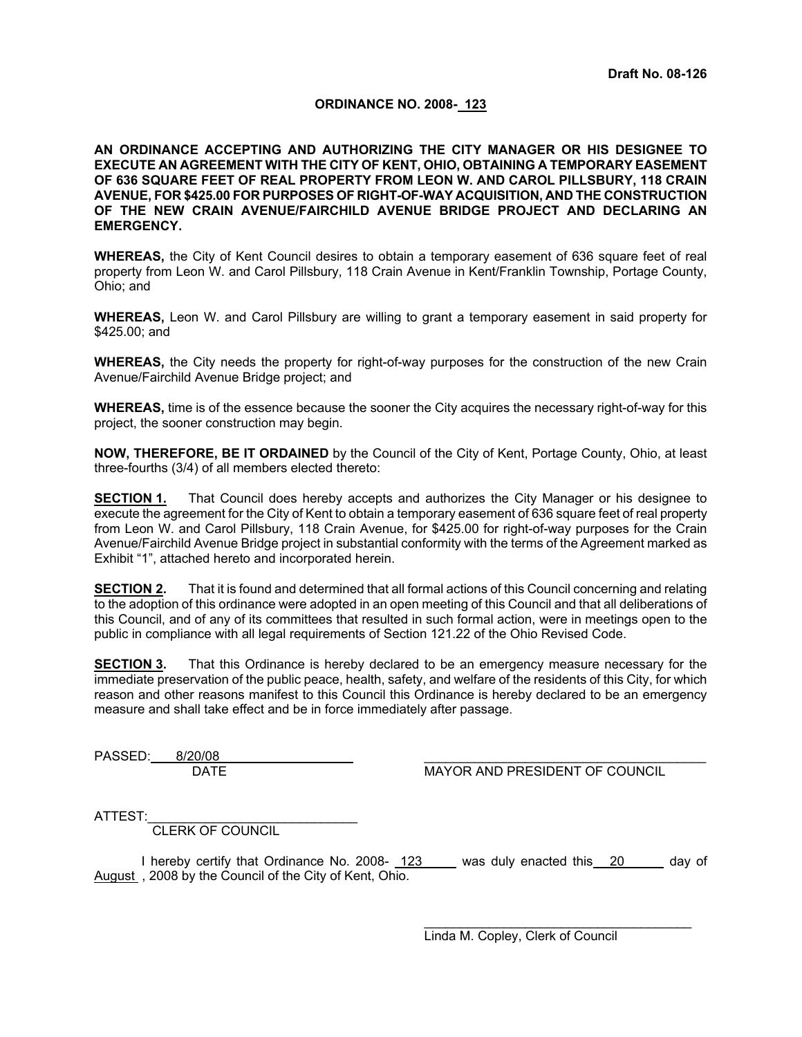**Draft No. 08-126**

**ORDINANCE NO. 2008- 123**

**AN ORDINANCE ACCEPTING AND AUTHORIZING THE CITY MANAGER OR HIS DESIGNEE TO EXECUTE AN AGREEMENT WITH THE CITY OF KENT, OHIO, OBTAINING A TEMPORARY EASEMENT OF 636 SQUARE FEET OF REAL PROPERTY FROM LEON W. AND CAROL PILLSBURY, 118 CRAIN AVENUE, FOR $425.00 FOR PURPOSES OF RIGHT-OF-WAY ACQUISITION, AND THE CONSTRUCTION OF THE NEW CRAIN AVENUE/FAIRCHILD AVENUE BRIDGE PROJECT AND DECLARING AN EMERGENCY.**

**WHEREAS,** the City of Kent Council desires to obtain a temporary easement of 636 square feet of real property from Leon W. and Carol Pillsbury, 118 Crain Avenue in Kent/Franklin Township, Portage County, Ohio; and

**WHEREAS,** Leon W. and Carol Pillsbury are willing to grant a temporary easement in said property for $425.00; and

**WHEREAS,** the City needs the property for right-of-way purposes for the construction of the new Crain Avenue/Fairchild Avenue Bridge project; and

**WHEREAS,** time is of the essence because the sooner the City acquires the necessary right-of-way for this project, the sooner construction may begin.

**NOW, THEREFORE, BE IT ORDAINED** by the Council of the City of Kent, Portage County, Ohio, at least three-fourths (3/4) of all members elected thereto:

**SECTION 1.** That Council does hereby accepts and authorizes the City Manager or his designee to execute the agreement for the City of Kent to obtain a temporary easement of 636 square feet of real property from Leon W. and Carol Pillsbury, 118 Crain Avenue, for $425.00 for right-of-way purposes for the Crain Avenue/Fairchild Avenue Bridge project in substantial conformity with the terms of the Agreement marked as Exhibit "1", attached hereto and incorporated herein.

**SECTION 2.** That it is found and determined that all formal actions of this Council concerning and relating to the adoption of this ordinance were adopted in an open meeting of this Council and that all deliberations of this Council, and of any of its committees that resulted in such formal action, were in meetings open to the public in compliance with all legal requirements of Section 121.22 of the Ohio Revised Code.

**SECTION 3.** That this Ordinance is hereby declared to be an emergency measure necessary for the immediate preservation of the public peace, health, safety, and welfare of the residents of this City, for which reason and other reasons manifest to this Council this Ordinance is hereby declared to be an emergency measure and shall take effect and be in force immediately after passage.

PASSED: 8/20/08
DATE

MAYOR AND PRESIDENT OF COUNCIL

ATTEST:
CLERK OF COUNCIL

I hereby certify that Ordinance No. 2008- 123 was duly enacted this 20 day of August , 2008 by the Council of the City of Kent, Ohio.

Linda M. Copley, Clerk of Council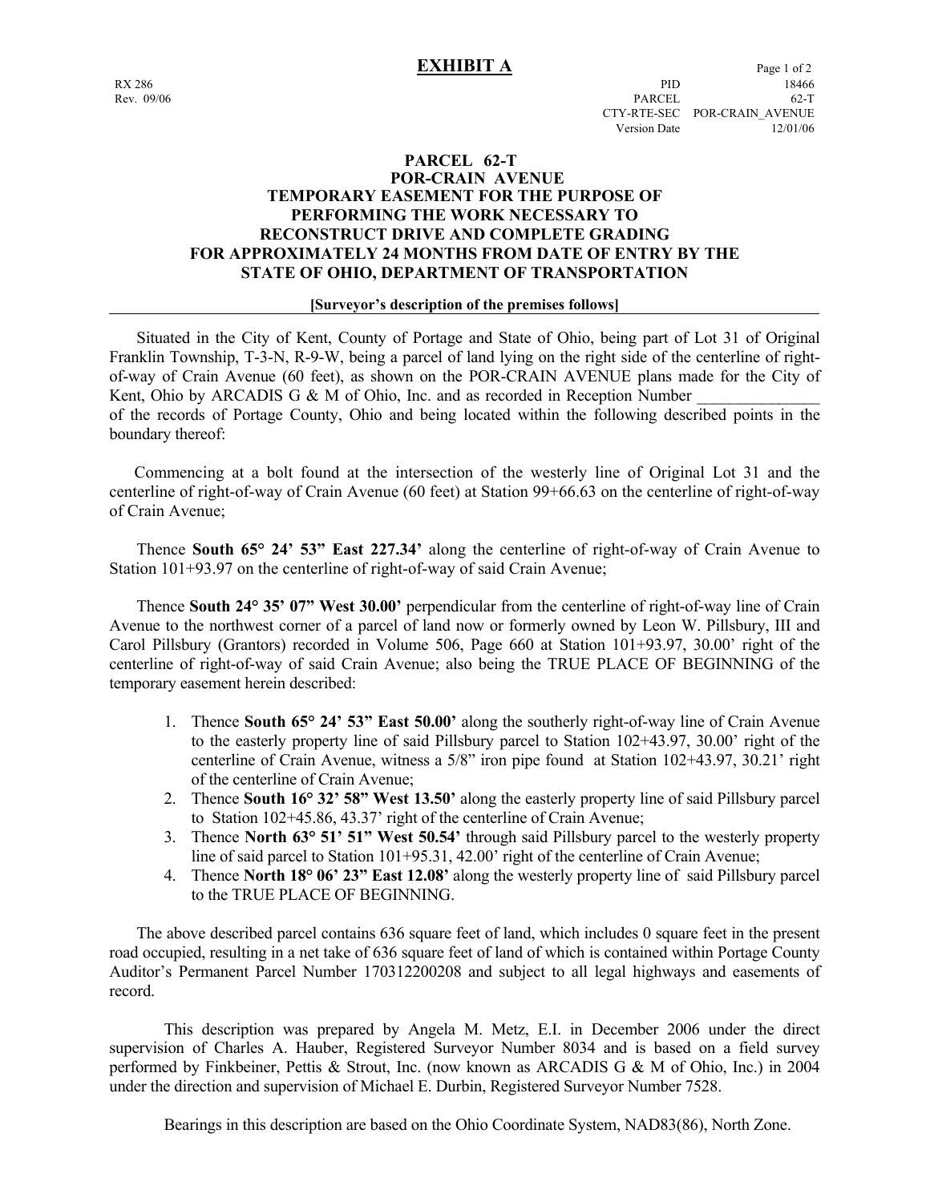# EXHIBIT A

RX 286
Rev. 09/06

PID 18466
PARCEL 62-T
CTY-RTE-SEC POR-CRAIN_AVENUE
Version Date 12/01/06

## PARCEL 62-T
## POR-CRAIN AVENUE
## TEMPORARY EASEMENT FOR THE PURPOSE OF PERFORMING THE WORK NECESSARY TO RECONSTRUCT DRIVE AND COMPLETE GRADING FOR APPROXIMATELY 24 MONTHS FROM DATE OF ENTRY BY THE STATE OF OHIO, DEPARTMENT OF TRANSPORTATION

**[Surveyor's description of the premises follows]**

Situated in the City of Kent, County of Portage and State of Ohio, being part of Lot 31 of Original Franklin Township, T-3-N, R-9-W, being a parcel of land lying on the right side of the centerline of right-of-way of Crain Avenue (60 feet), as shown on the POR-CRAIN AVENUE plans made for the City of Kent, Ohio by ARCADIS G & M of Ohio, Inc. and as recorded in Reception Number _______________ of the records of Portage County, Ohio and being located within the following described points in the boundary thereof:

Commencing at a bolt found at the intersection of the westerly line of Original Lot 31 and the centerline of right-of-way of Crain Avenue (60 feet) at Station 99+66.63 on the centerline of right-of-way of Crain Avenue;

Thence **South 65° 24' 53" East 227.34'** along the centerline of right-of-way of Crain Avenue to Station 101+93.97 on the centerline of right-of-way of said Crain Avenue;

Thence **South 24° 35' 07" West 30.00'** perpendicular from the centerline of right-of-way line of Crain Avenue to the northwest corner of a parcel of land now or formerly owned by Leon W. Pillsbury, III and Carol Pillsbury (Grantors) recorded in Volume 506, Page 660 at Station 101+93.97, 30.00' right of the centerline of right-of-way of said Crain Avenue; also being the TRUE PLACE OF BEGINNING of the temporary easement herein described:

1. Thence **South 65° 24' 53" East 50.00'** along the southerly right-of-way line of Crain Avenue to the easterly property line of said Pillsbury parcel to Station 102+43.97, 30.00' right of the centerline of Crain Avenue, witness a 5/8" iron pipe found at Station 102+43.97, 30.21' right of the centerline of Crain Avenue;
2. Thence **South 16° 32' 58" West 13.50'** along the easterly property line of said Pillsbury parcel to Station 102+45.86, 43.37' right of the centerline of Crain Avenue;
3. Thence **North 63° 51' 51" West 50.54'** through said Pillsbury parcel to the westerly property line of said parcel to Station 101+95.31, 42.00' right of the centerline of Crain Avenue;
4. Thence **North 18° 06' 23" East 12.08'** along the westerly property line of said Pillsbury parcel to the TRUE PLACE OF BEGINNING.

The above described parcel contains 636 square feet of land, which includes 0 square feet in the present road occupied, resulting in a net take of 636 square feet of land of which is contained within Portage County Auditor's Permanent Parcel Number 170312200208 and subject to all legal highways and easements of record.

This description was prepared by Angela M. Metz, E.I. in December 2006 under the direct supervision of Charles A. Hauber, Registered Surveyor Number 8034 and is based on a field survey performed by Finkbeiner, Pettis & Strout, Inc. (now known as ARCADIS G & M of Ohio, Inc.) in 2004 under the direction and supervision of Michael E. Durbin, Registered Surveyor Number 7528.

Bearings in this description are based on the Ohio Coordinate System, NAD83(86), North Zone.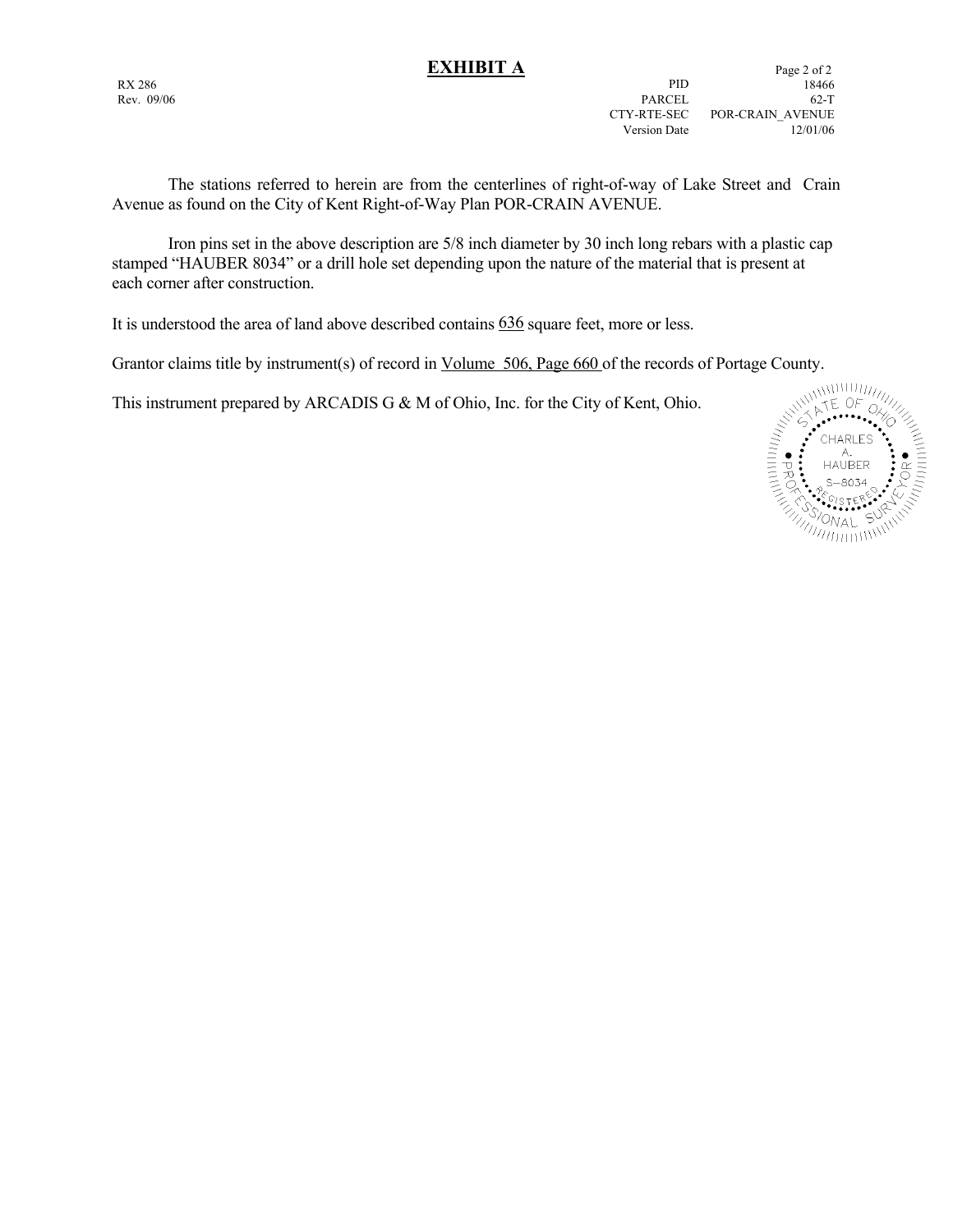# EXHIBIT A

RX 286
Rev. 09/06

| | |
|---|---|
| PID | 18466 |
| PARCEL | 62-T |
| CTY-RTE-SEC | POR-CRAIN_AVENUE |
| Version Date | 12/01/06 |

The stations referred to herein are from the centerlines of right-of-way of Lake Street and Crain Avenue as found on the City of Kent Right-of-Way Plan POR-CRAIN AVENUE.

Iron pins set in the above description are 5/8 inch diameter by 30 inch long rebars with a plastic cap stamped "HAUBER 8034" or a drill hole set depending upon the nature of the material that is present at each corner after construction.

It is understood the area of land above described contains 636 square feet, more or less.

Grantor claims title by instrument(s) of record in Volume 506, Page 660 of the records of Portage County.

This instrument prepared by ARCADIS G & M of Ohio, Inc. for the City of Kent, Ohio.

STATE OF OHIO
CHARLES A. HAUBER
S-8034
REGISTERED
PROFESSIONAL SURVEYOR